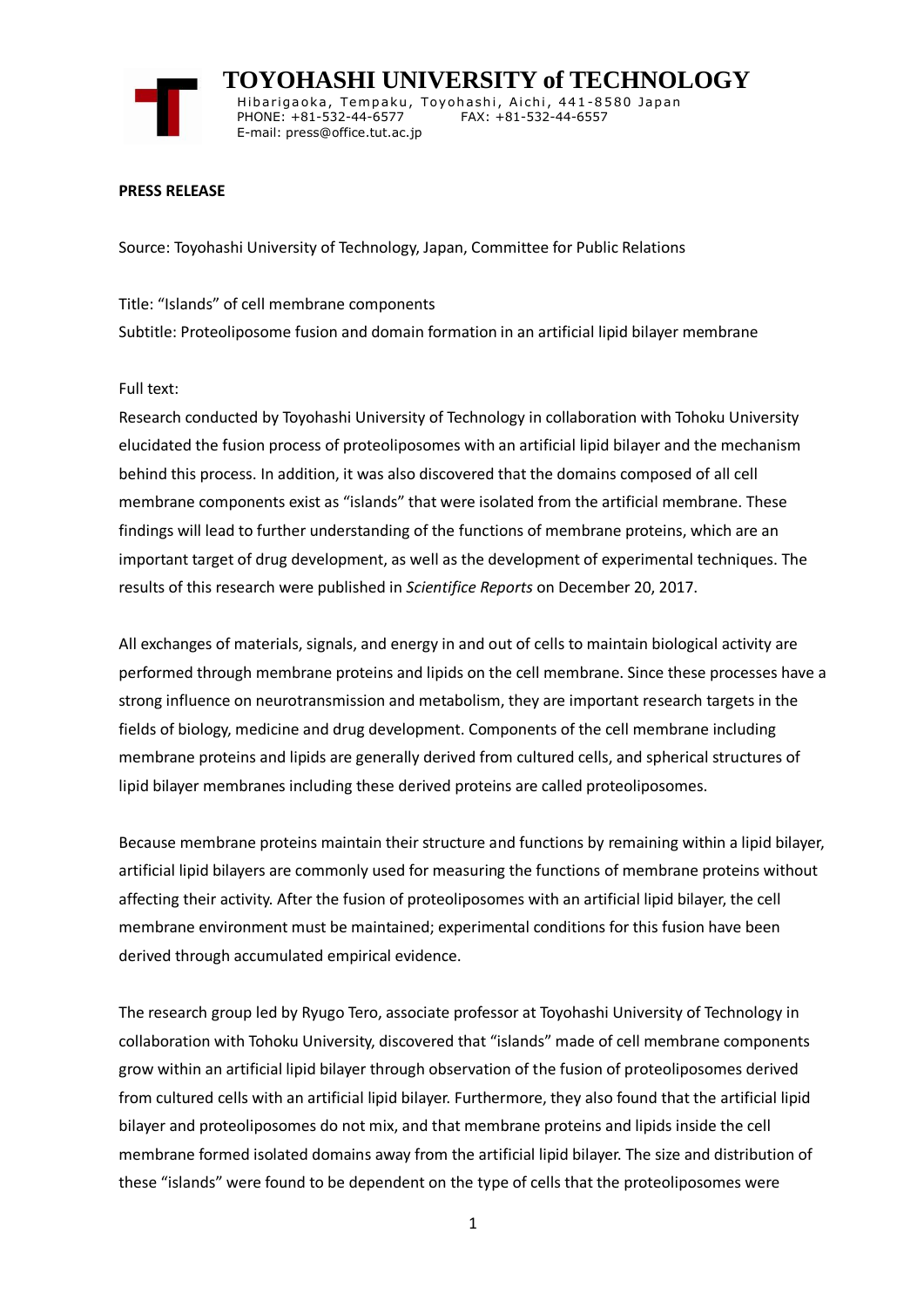# TOYOHASHI UNIVERSITY of TECHNOLOGY

Hibarigaoka, Tempaku, Toyohashi, Aichi, 441-8580 Japan
PHONE: +81-532-44-6577 FAX: +81-532-44-6557
E-mail: press@office.tut.ac.jp

**PRESS RELEASE**

Source: Toyohashi University of Technology, Japan, Committee for Public Relations

Title: "Islands" of cell membrane components

Subtitle: Proteoliposome fusion and domain formation in an artificial lipid bilayer membrane

Full text:

Research conducted by Toyohashi University of Technology in collaboration with Tohoku University elucidated the fusion process of proteoliposomes with an artificial lipid bilayer and the mechanism behind this process. In addition, it was also discovered that the domains composed of all cell membrane components exist as "islands" that were isolated from the artificial membrane. These findings will lead to further understanding of the functions of membrane proteins, which are an important target of drug development, as well as the development of experimental techniques. The results of this research were published in *Scientifice Reports* on December 20, 2017.

All exchanges of materials, signals, and energy in and out of cells to maintain biological activity are performed through membrane proteins and lipids on the cell membrane. Since these processes have a strong influence on neurotransmission and metabolism, they are important research targets in the fields of biology, medicine and drug development. Components of the cell membrane including membrane proteins and lipids are generally derived from cultured cells, and spherical structures of lipid bilayer membranes including these derived proteins are called proteoliposomes.

Because membrane proteins maintain their structure and functions by remaining within a lipid bilayer, artificial lipid bilayers are commonly used for measuring the functions of membrane proteins without affecting their activity. After the fusion of proteoliposomes with an artificial lipid bilayer, the cell membrane environment must be maintained; experimental conditions for this fusion have been derived through accumulated empirical evidence.

The research group led by Ryugo Tero, associate professor at Toyohashi University of Technology in collaboration with Tohoku University, discovered that "islands" made of cell membrane components grow within an artificial lipid bilayer through observation of the fusion of proteoliposomes derived from cultured cells with an artificial lipid bilayer. Furthermore, they also found that the artificial lipid bilayer and proteoliposomes do not mix, and that membrane proteins and lipids inside the cell membrane formed isolated domains away from the artificial lipid bilayer. The size and distribution of these "islands" were found to be dependent on the type of cells that the proteoliposomes were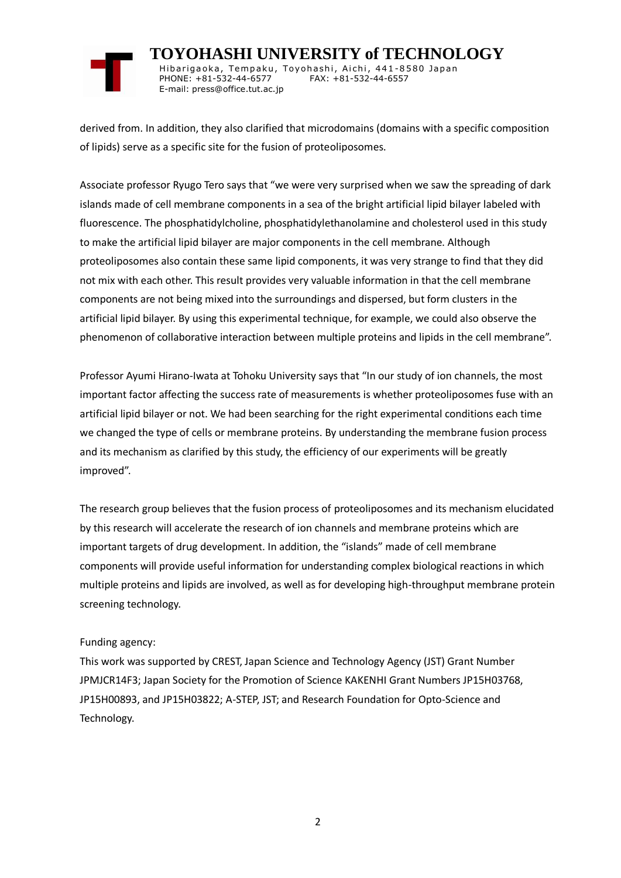derived from. In addition, they also clarified that microdomains (domains with a specific composition of lipids) serve as a specific site for the fusion of proteoliposomes.

Associate professor Ryugo Tero says that "we were very surprised when we saw the spreading of dark islands made of cell membrane components in a sea of the bright artificial lipid bilayer labeled with fluorescence. The phosphatidylcholine, phosphatidylethanolamine and cholesterol used in this study to make the artificial lipid bilayer are major components in the cell membrane. Although proteoliposomes also contain these same lipid components, it was very strange to find that they did not mix with each other. This result provides very valuable information in that the cell membrane components are not being mixed into the surroundings and dispersed, but form clusters in the artificial lipid bilayer. By using this experimental technique, for example, we could also observe the phenomenon of collaborative interaction between multiple proteins and lipids in the cell membrane".

Professor Ayumi Hirano-Iwata at Tohoku University says that "In our study of ion channels, the most important factor affecting the success rate of measurements is whether proteoliposomes fuse with an artificial lipid bilayer or not. We had been searching for the right experimental conditions each time we changed the type of cells or membrane proteins. By understanding the membrane fusion process and its mechanism as clarified by this study, the efficiency of our experiments will be greatly improved".

The research group believes that the fusion process of proteoliposomes and its mechanism elucidated by this research will accelerate the research of ion channels and membrane proteins which are important targets of drug development. In addition, the "islands" made of cell membrane components will provide useful information for understanding complex biological reactions in which multiple proteins and lipids are involved, as well as for developing high-throughput membrane protein screening technology.

Funding agency:
This work was supported by CREST, Japan Science and Technology Agency (JST) Grant Number JPMJCR14F3; Japan Society for the Promotion of Science KAKENHI Grant Numbers JP15H03768, JP15H00893, and JP15H03822; A-STEP, JST; and Research Foundation for Opto-Science and Technology.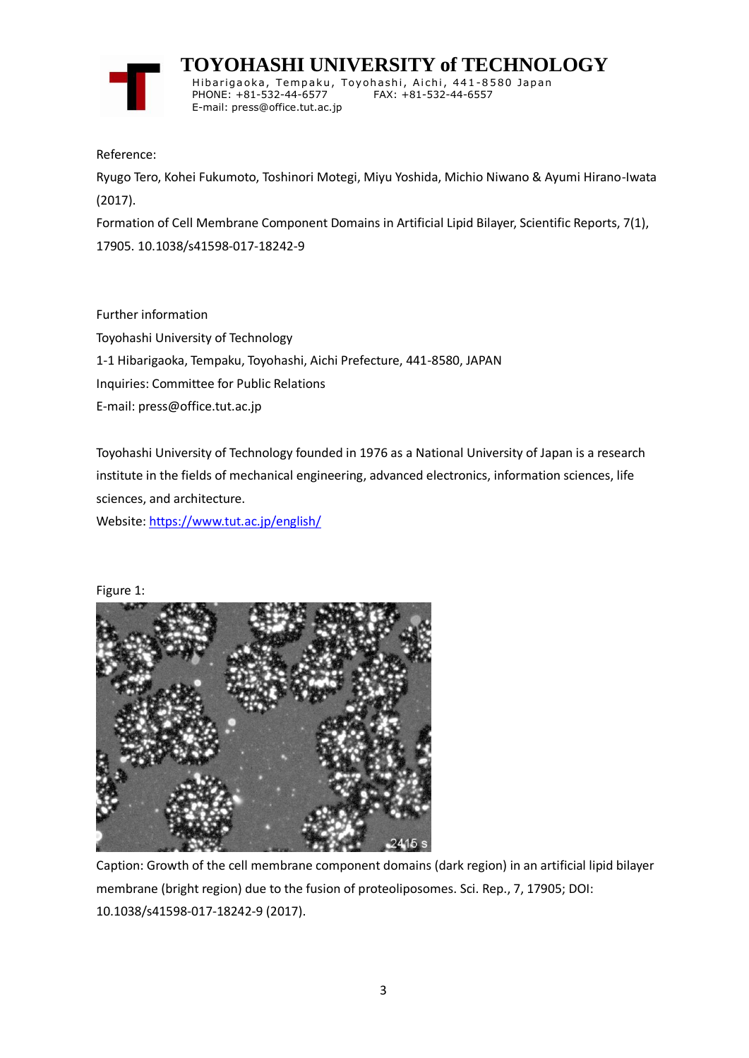Reference:

Ryugo Tero, Kohei Fukumoto, Toshinori Motegi, Miyu Yoshida, Michio Niwano & Ayumi Hirano-Iwata (2017).

Formation of Cell Membrane Component Domains in Artificial Lipid Bilayer, Scientific Reports, 7(1), 17905. 10.1038/s41598-017-18242-9

Further information

Toyohashi University of Technology

1-1 Hibarigaoka, Tempaku, Toyohashi, Aichi Prefecture, 441-8580, JAPAN

Inquiries: Committee for Public Relations

E-mail: press@office.tut.ac.jp

Toyohashi University of Technology founded in 1976 as a National University of Japan is a research institute in the fields of mechanical engineering, advanced electronics, information sciences, life sciences, and architecture.

Website: https://www.tut.ac.jp/english/

Figure 1:

Caption: Growth of the cell membrane component domains (dark region) in an artificial lipid bilayer membrane (bright region) due to the fusion of proteoliposomes. Sci. Rep., 7, 17905; DOI: 10.1038/s41598-017-18242-9 (2017).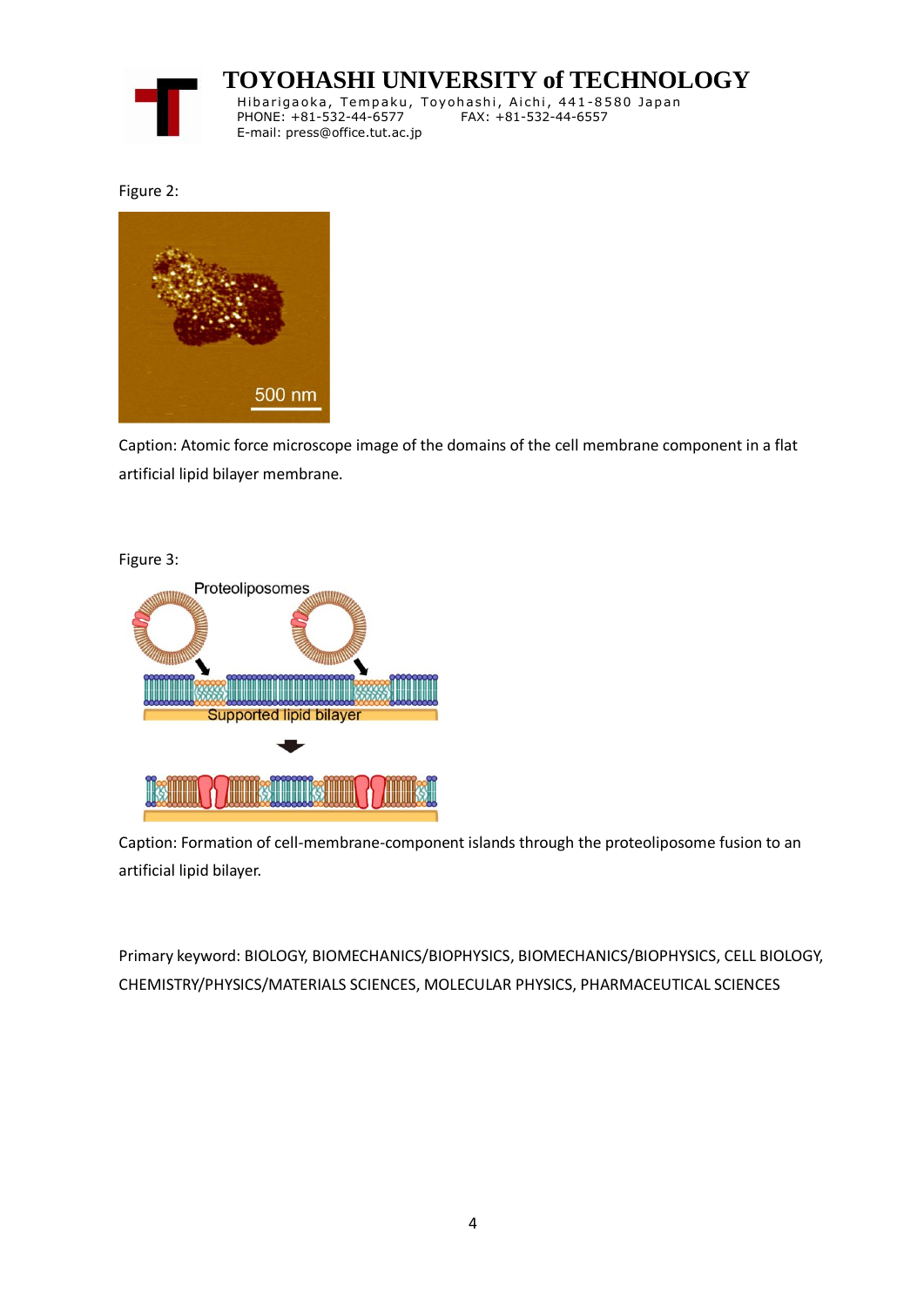Figure 2:

500 nm

Caption: Atomic force microscope image of the domains of the cell membrane component in a flat artificial lipid bilayer membrane.

Figure 3:

Proteoliposomes

Supported lipid bilayer

Caption: Formation of cell-membrane-component islands through the proteoliposome fusion to an artificial lipid bilayer.

Primary keyword: BIOLOGY, BIOMECHANICS/BIOPHYSICS, BIOMECHANICS/BIOPHYSICS, CELL BIOLOGY, CHEMISTRY/PHYSICS/MATERIALS SCIENCES, MOLECULAR PHYSICS, PHARMACEUTICAL SCIENCES